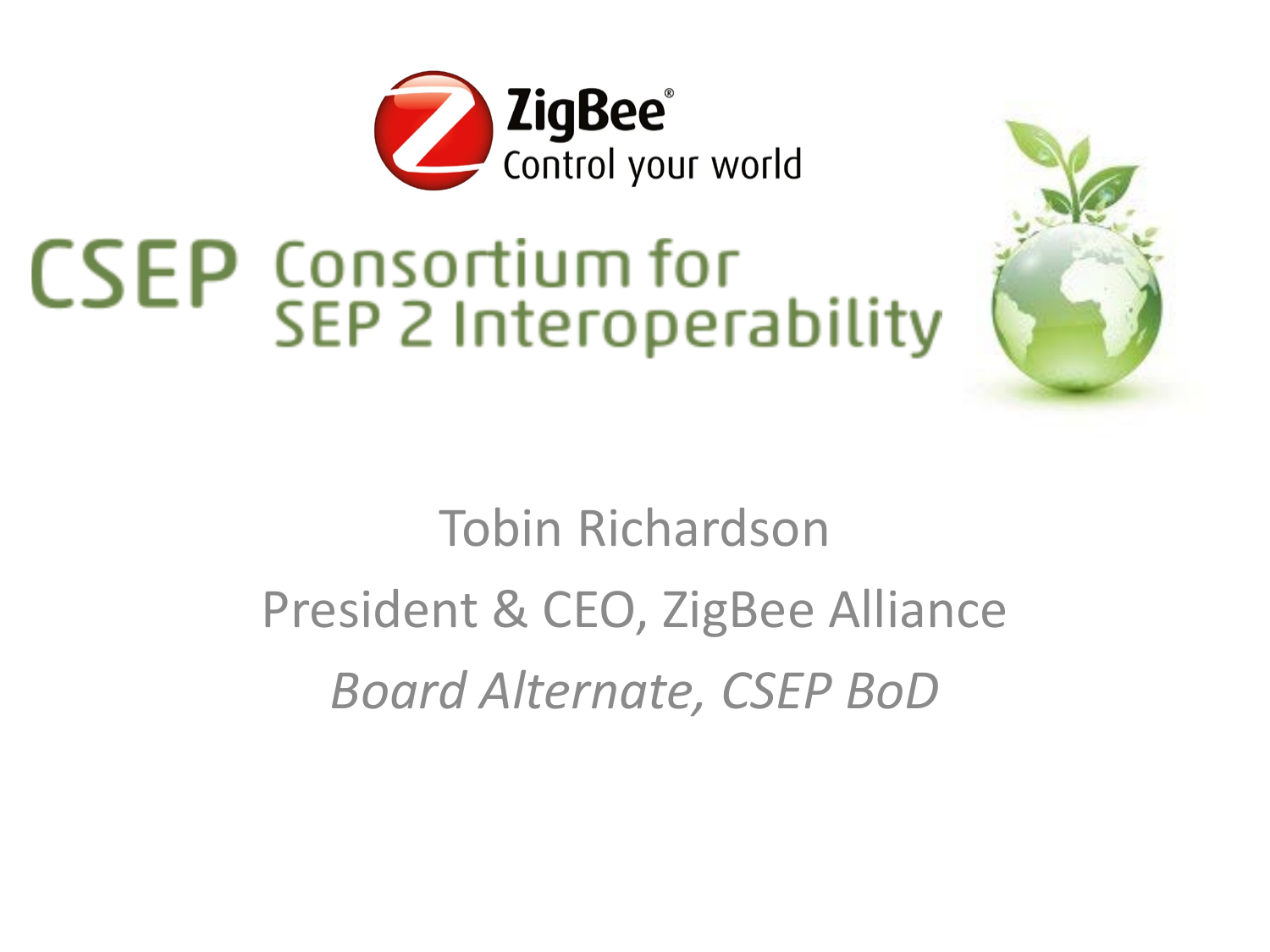ZigBee®
Control your world

# CSEP Consortium for SEP 2 Interoperability

Tobin Richardson

President & CEO, ZigBee Alliance

*Board Alternate, CSEP BoD*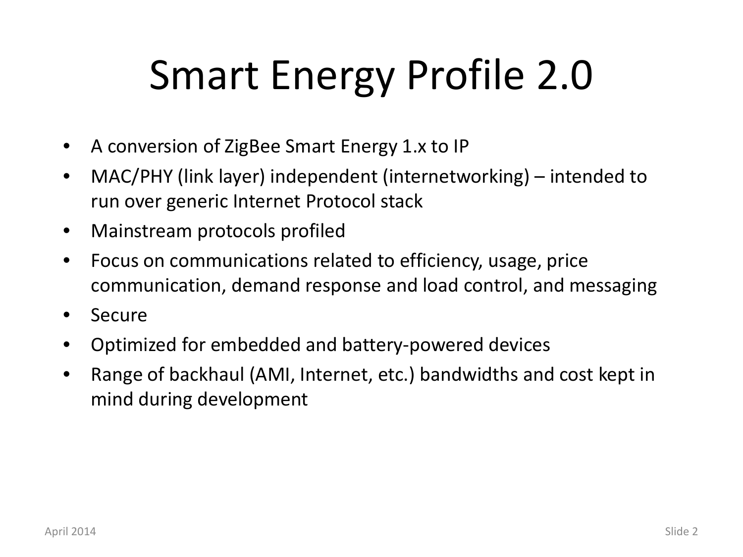# Smart Energy Profile 2.0

- A conversion of ZigBee Smart Energy 1.x to IP
- MAC/PHY (link layer) independent (internetworking) – intended to run over generic Internet Protocol stack
- Mainstream protocols profiled
- Focus on communications related to efficiency, usage, price communication, demand response and load control, and messaging
- Secure
- Optimized for embedded and battery-powered devices
- Range of backhaul (AMI, Internet, etc.) bandwidths and cost kept in mind during development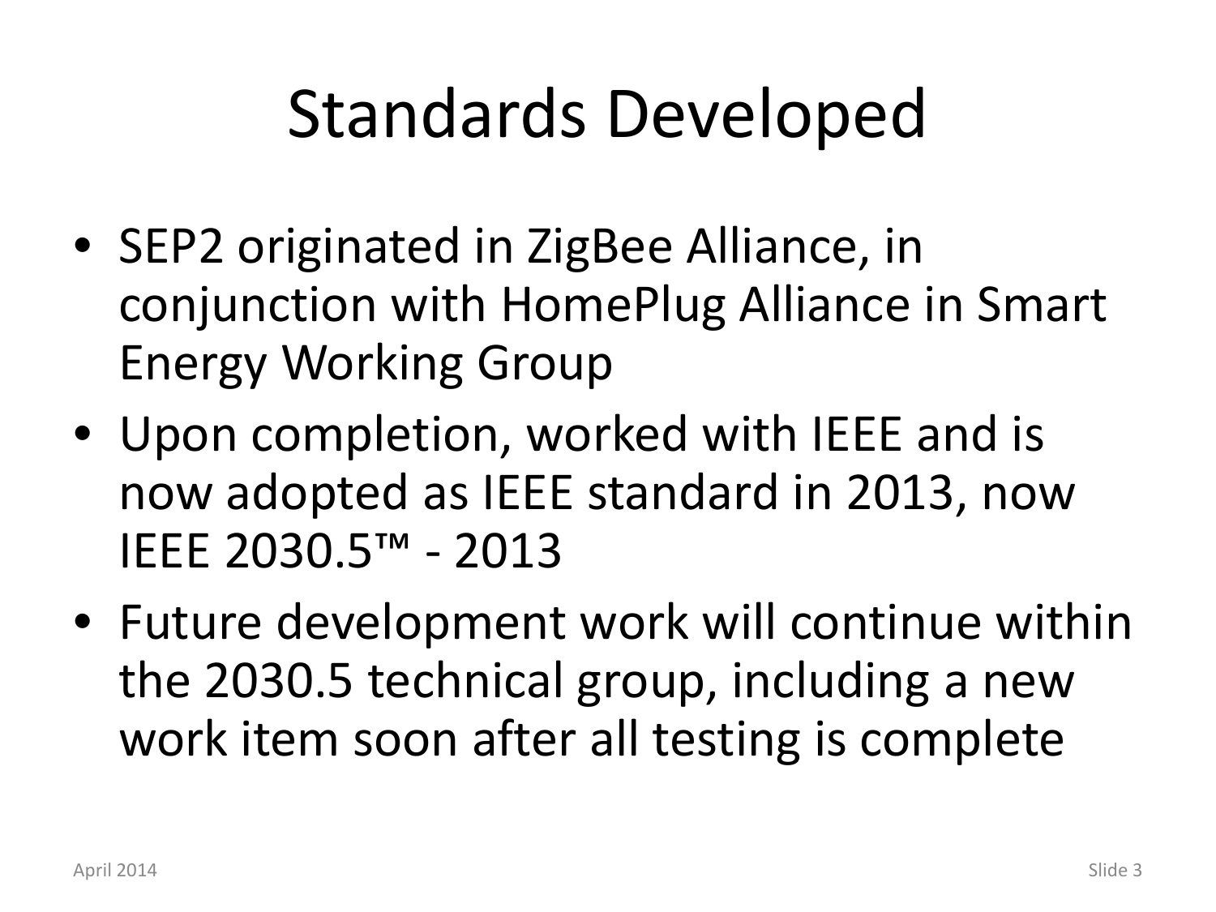# Standards Developed

- SEP2 originated in ZigBee Alliance, in conjunction with HomePlug Alliance in Smart Energy Working Group
- Upon completion, worked with IEEE and is now adopted as IEEE standard in 2013, now IEEE 2030.5™ - 2013
- Future development work will continue within the 2030.5 technical group, including a new work item soon after all testing is complete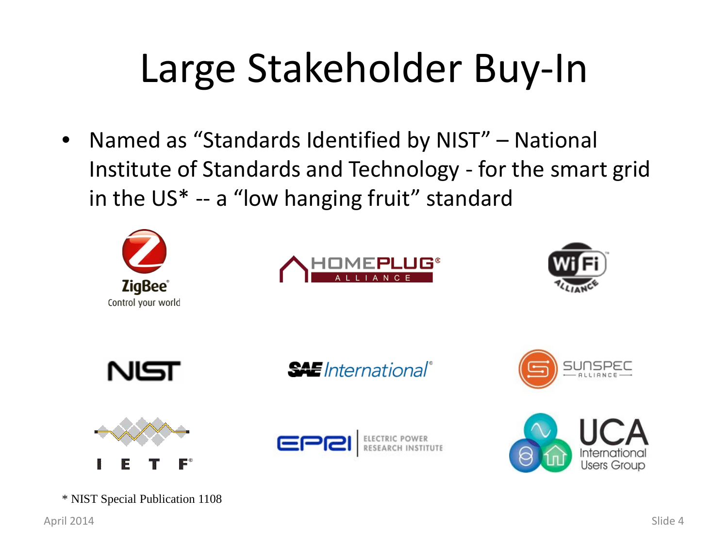# Large Stakeholder Buy-In

- Named as "Standards Identified by NIST" – National Institute of Standards and Technology - for the smart grid in the US* -- a "low hanging fruit" standard

ZigBee® Control your world

HOMEPLUG® ALLIANCE

Wi Fi ALLIANCE

NIST

SAE International®

SUNSPEC ALLIANCE

IETF®

EPRI ELECTRIC POWER RESEARCH INSTITUTE

UCA International Users Group

\* NIST Special Publication 1108

April 2014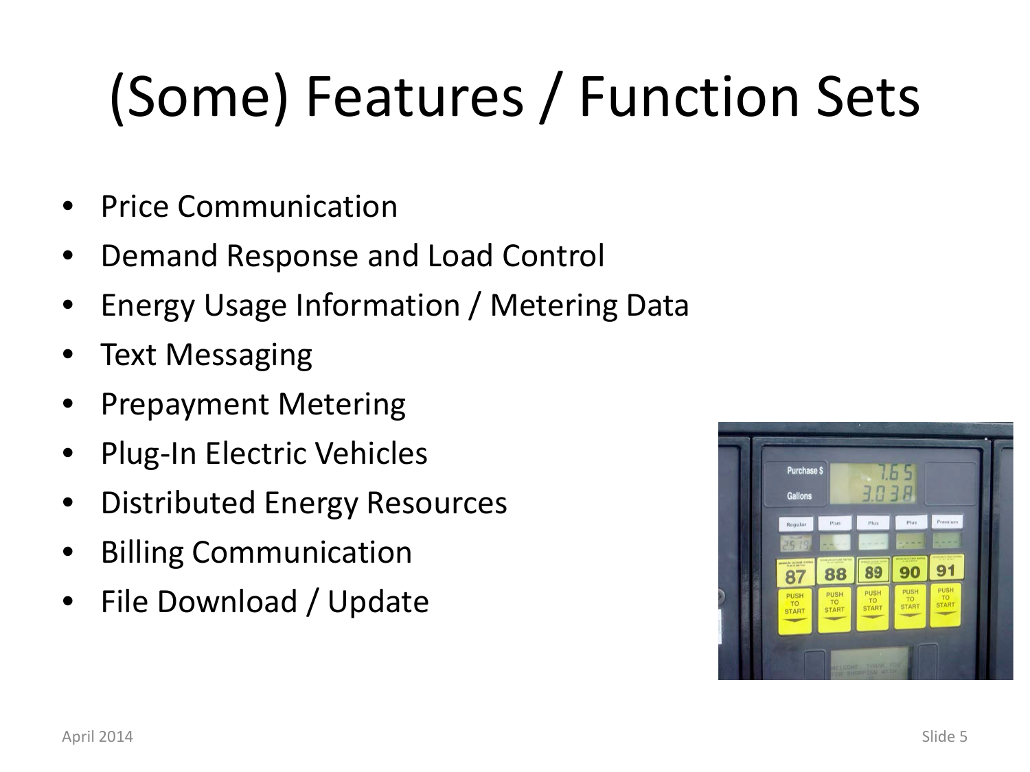# (Some) Features / Function Sets

- Price Communication
- Demand Response and Load Control
- Energy Usage Information / Metering Data
- Text Messaging
- Prepayment Metering
- Plug-In Electric Vehicles
- Distributed Energy Resources
- Billing Communication
- File Download / Update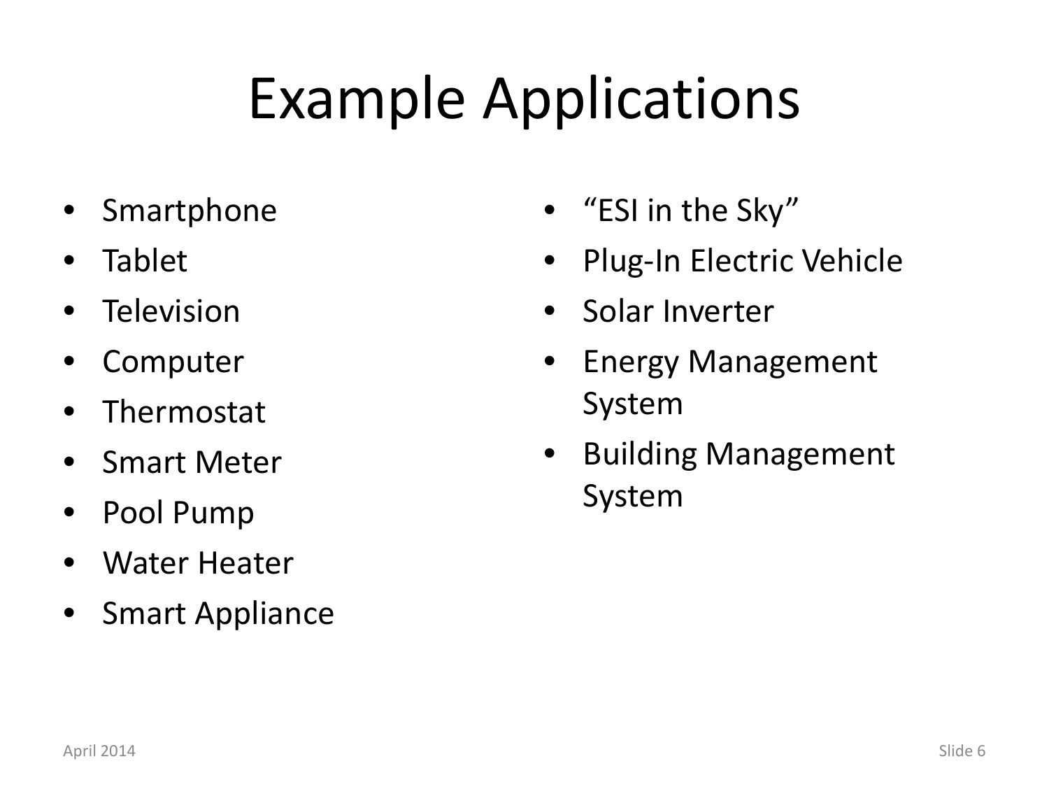# Example Applications

- Smartphone
- Tablet
- Television
- Computer
- Thermostat
- Smart Meter
- Pool Pump
- Water Heater
- Smart Appliance
- "ESI in the Sky"
- Plug-In Electric Vehicle
- Solar Inverter
- Energy Management System
- Building Management System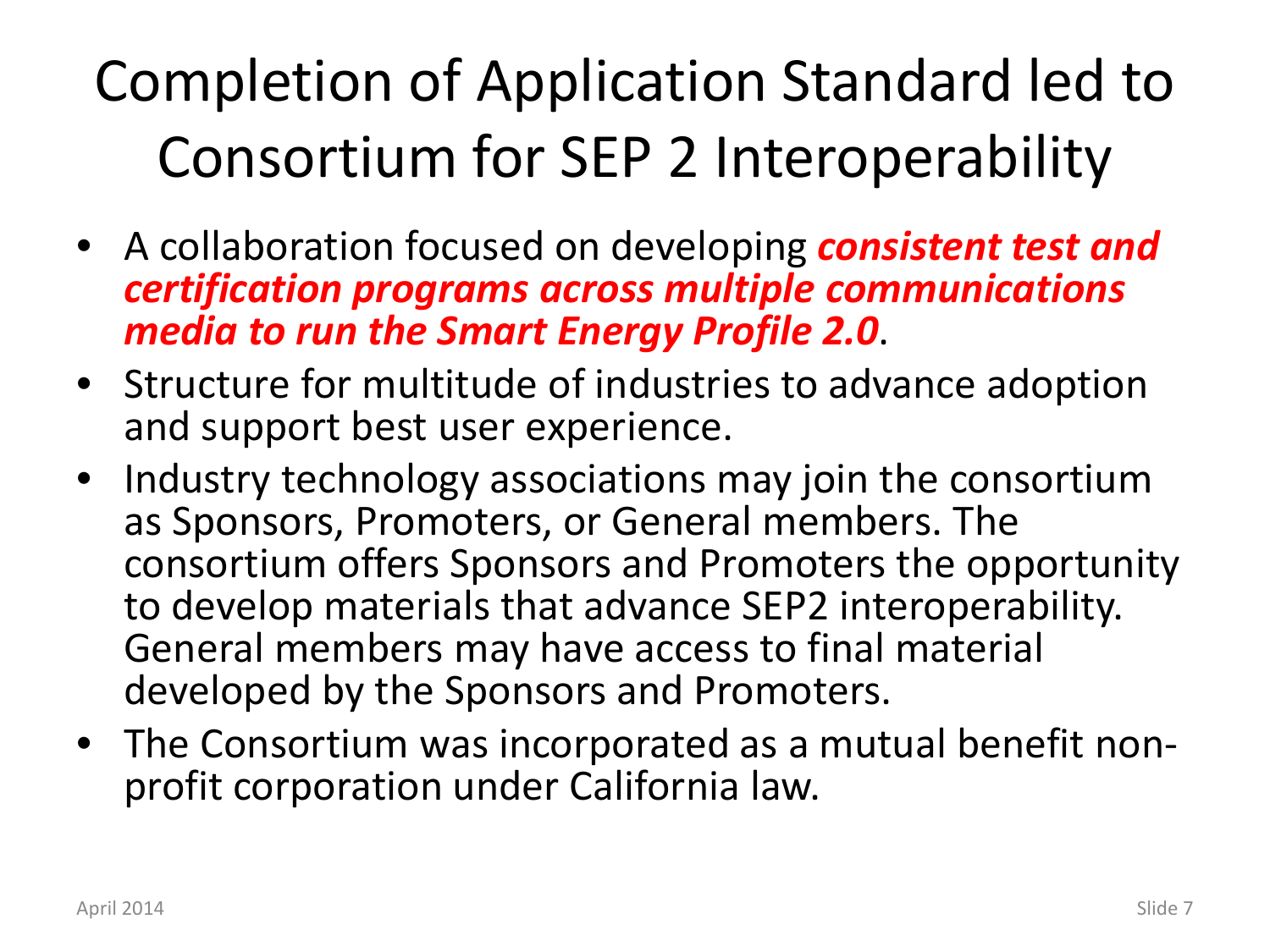# Completion of Application Standard led to Consortium for SEP 2 Interoperability

- A collaboration focused on developing ***consistent test and certification programs across multiple communications media to run the Smart Energy Profile 2.0***.
- Structure for multitude of industries to advance adoption and support best user experience.
- Industry technology associations may join the consortium as Sponsors, Promoters, or General members. The consortium offers Sponsors and Promoters the opportunity to develop materials that advance SEP2 interoperability. General members may have access to final material developed by the Sponsors and Promoters.
- The Consortium was incorporated as a mutual benefit non-profit corporation under California law.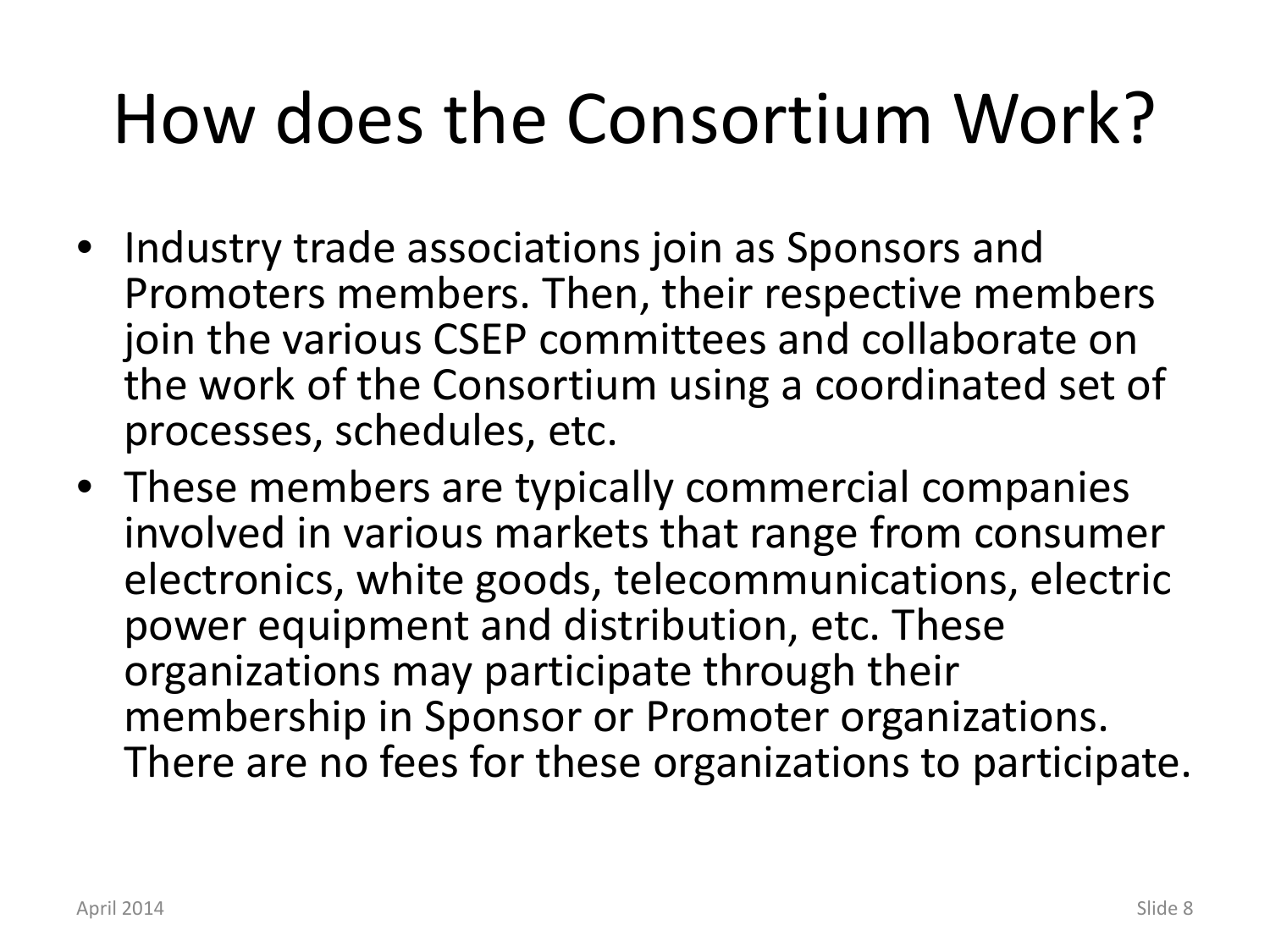# How does the Consortium Work?

- Industry trade associations join as Sponsors and Promoters members. Then, their respective members join the various CSEP committees and collaborate on the work of the Consortium using a coordinated set of processes, schedules, etc.
- These members are typically commercial companies involved in various markets that range from consumer electronics, white goods, telecommunications, electric power equipment and distribution, etc. These organizations may participate through their membership in Sponsor or Promoter organizations. There are no fees for these organizations to participate.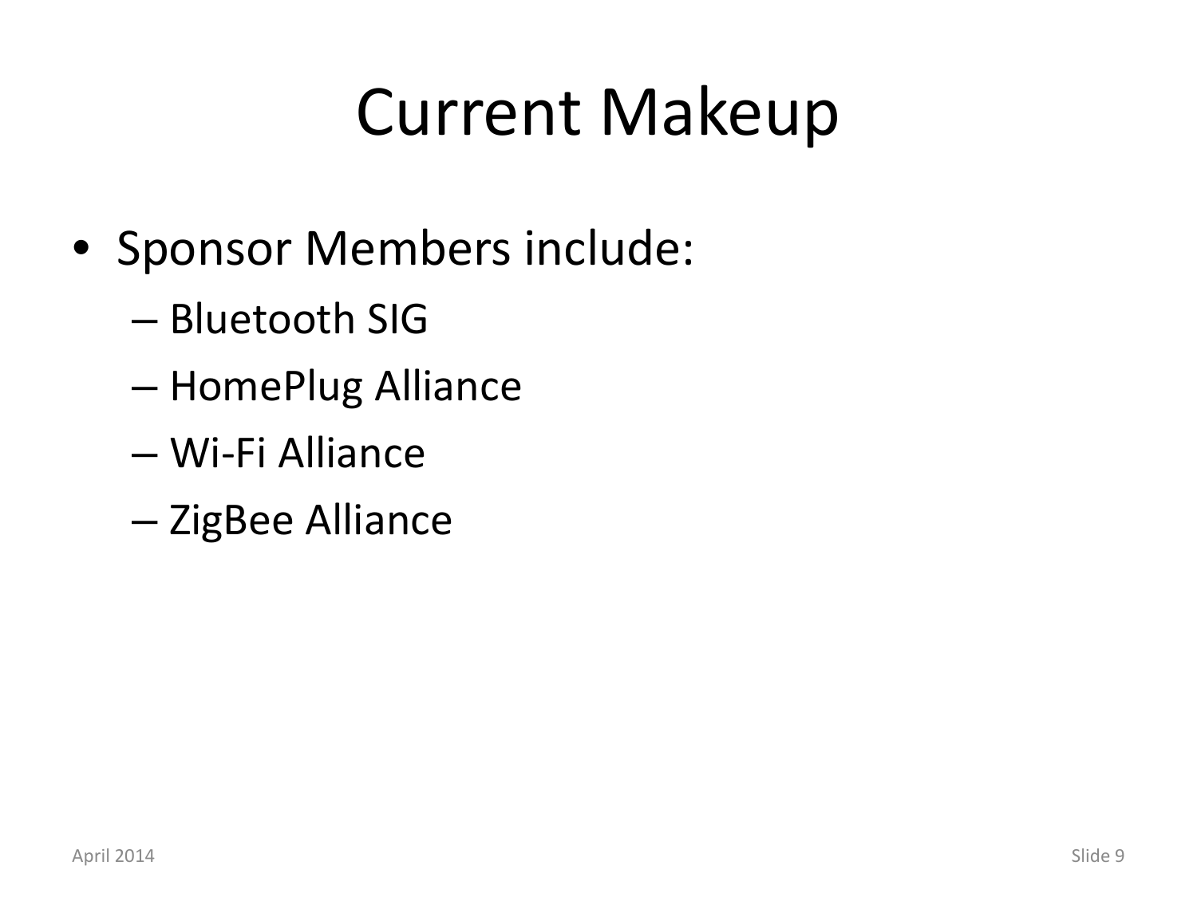# Current Makeup

- Sponsor Members include:
  - Bluetooth SIG
  - HomePlug Alliance
  - Wi-Fi Alliance
  - ZigBee Alliance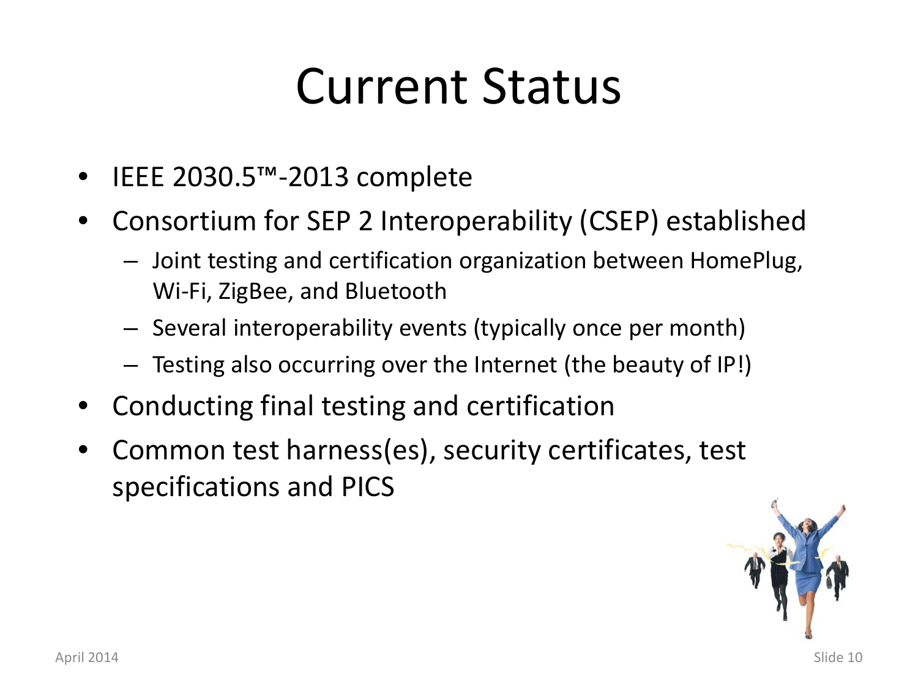# Current Status

- IEEE 2030.5™-2013 complete
- Consortium for SEP 2 Interoperability (CSEP) established
  - Joint testing and certification organization between HomePlug, Wi-Fi, ZigBee, and Bluetooth
  - Several interoperability events (typically once per month)
  - Testing also occurring over the Internet (the beauty of IP!)
- Conducting final testing and certification
- Common test harness(es), security certificates, test specifications and PICS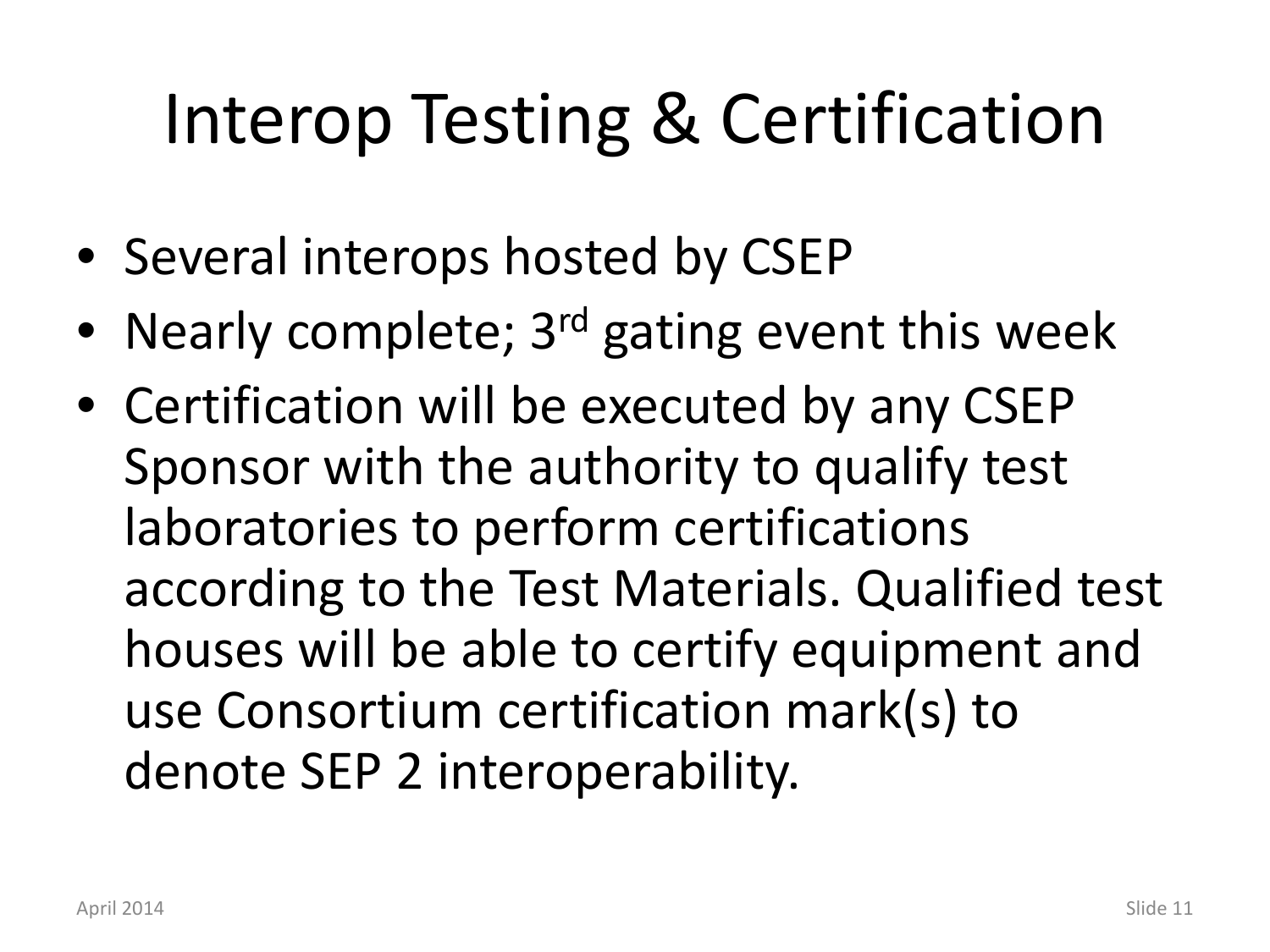# Interop Testing & Certification

- Several interops hosted by CSEP
- Nearly complete; 3rd gating event this week
- Certification will be executed by any CSEP Sponsor with the authority to qualify test laboratories to perform certifications according to the Test Materials. Qualified test houses will be able to certify equipment and use Consortium certification mark(s) to denote SEP 2 interoperability.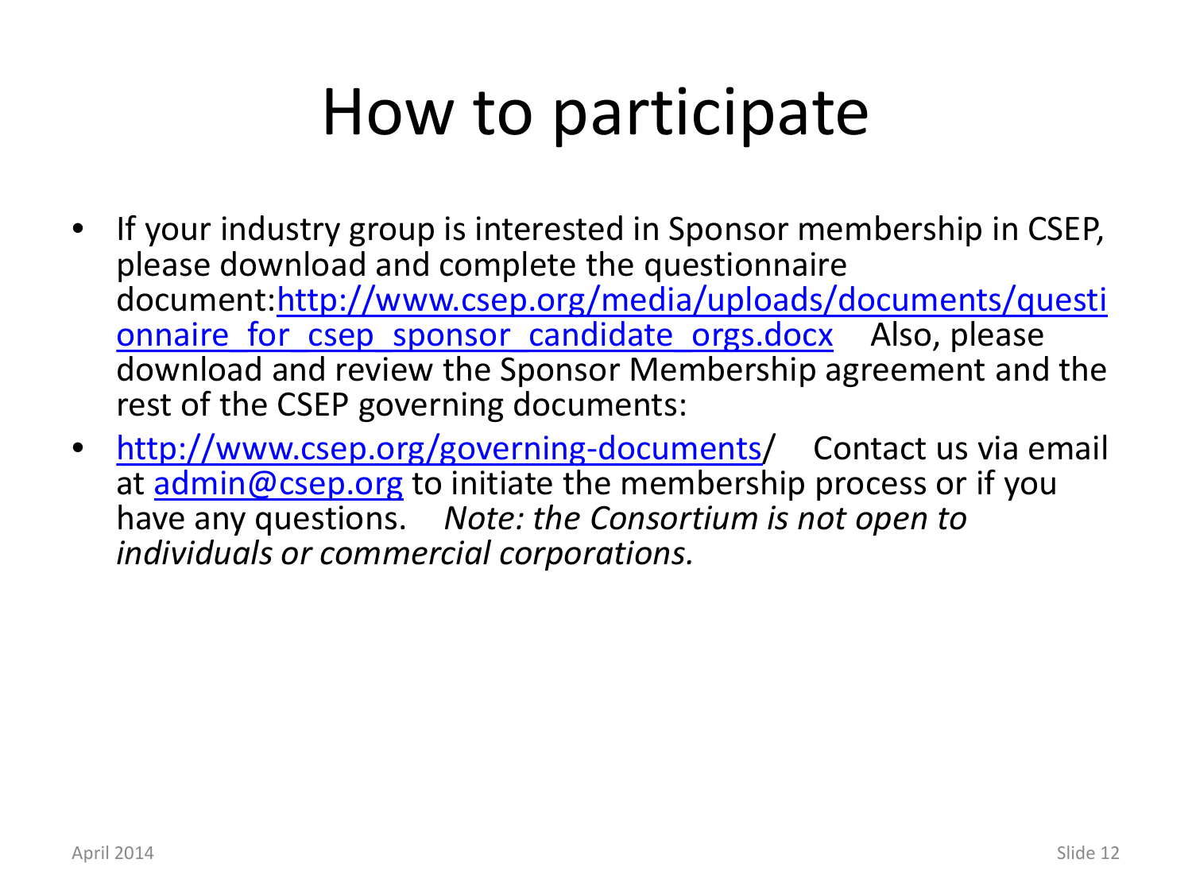# How to participate

- If your industry group is interested in Sponsor membership in CSEP, please download and complete the questionnaire document:http://www.csep.org/media/uploads/documents/questionnaire_for_csep_sponsor_candidate_orgs.docx Also, please download and review the Sponsor Membership agreement and the rest of the CSEP governing documents:
- http://www.csep.org/governing-documents/ Contact us via email at admin@csep.org to initiate the membership process or if you have any questions. *Note: the Consortium is not open to individuals or commercial corporations.*

April 2014